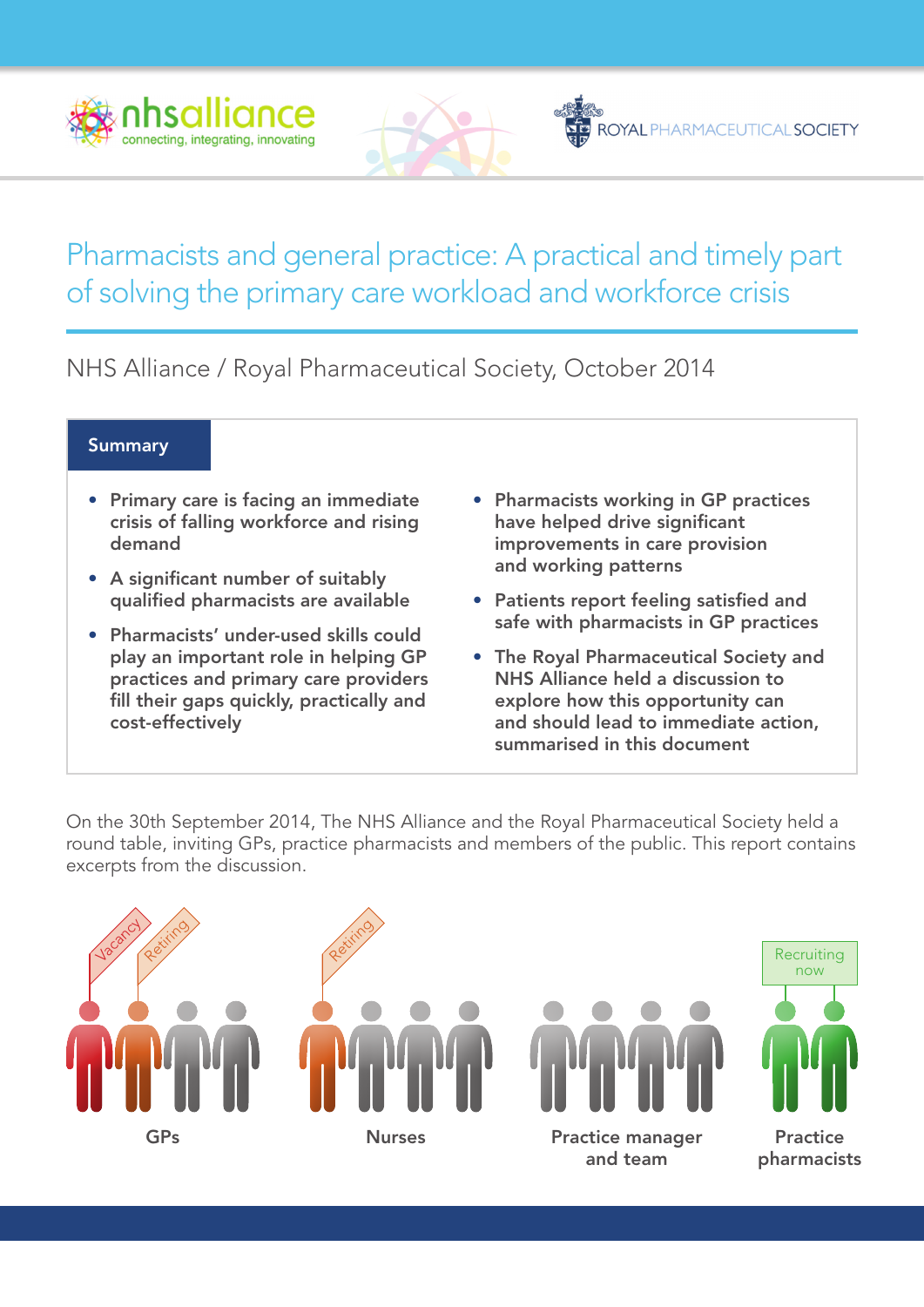# Pharmacists and general practice: A practical and timely part of solving the primary care workload and workforce crisis

NHS Alliance / Royal Pharmaceutical Society, October 2014

## Summary

- Primary care is facing an immediate crisis of falling workforce and rising demand
- A significant number of suitably qualified pharmacists are available
- Pharmacists' under-used skills could play an important role in helping GP practices and primary care providers fill their gaps quickly, practically and cost-effectively
- Pharmacists working in GP practices have helped drive significant improvements in care provision and working patterns
- Patients report feeling satisfied and safe with pharmacists in GP practices
- The Royal Pharmaceutical Society and NHS Alliance held a discussion to explore how this opportunity can and should lead to immediate action, summarised in this document

On the 30th September 2014, The NHS Alliance and the Royal Pharmaceutical Society held a round table, inviting GPs, practice pharmacists and members of the public. This report contains excerpts from the discussion.

Vacancy Retiring — GPs

Retiring — Nurses

Practice manager and team

Recruiting now — Practice pharmacists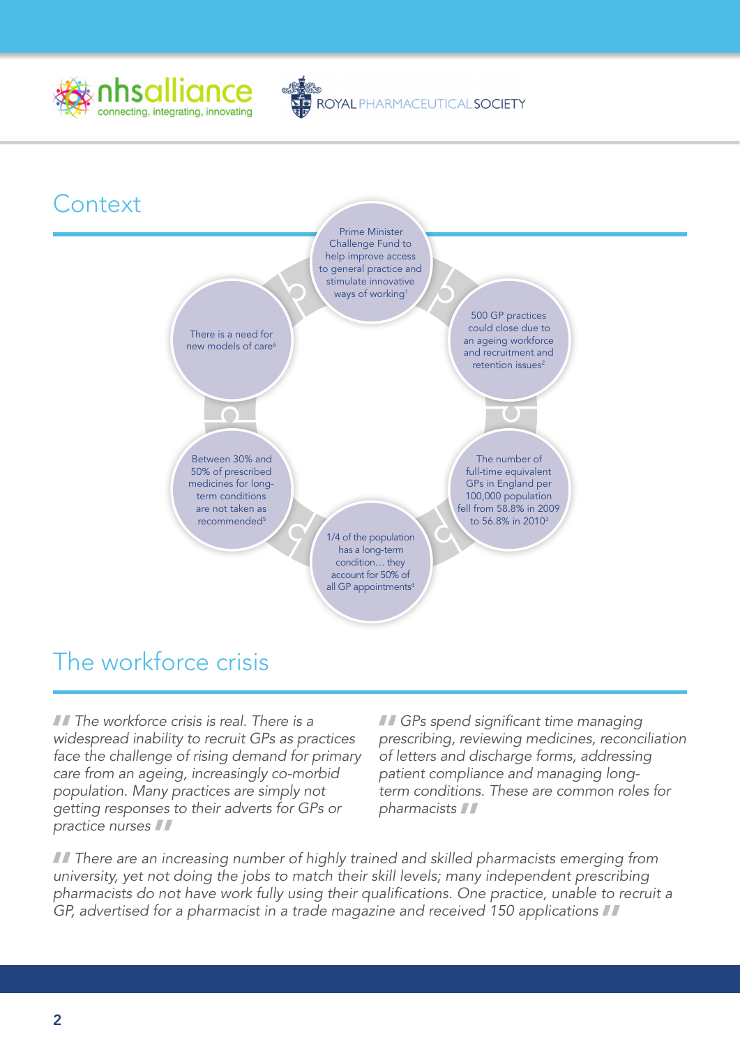## Context

- Prime Minister Challenge Fund to help improve access to general practice and stimulate innovative ways of working[1]
- 500 GP practices could close due to an ageing workforce and recruitment and retention issues[2]
- The number of full-time equivalent GPs in England per 100,000 population fell from 58.8% in 2009 to 56.8% in 2010[3]
- 1/4 of the population has a long-term condition… they account for 50% of all GP appointments[4]
- Between 30% and 50% of prescribed medicines for long-term conditions are not taken as recommended[5]
- There is a need for new models of care[6]

## The workforce crisis

*"The workforce crisis is real. There is a widespread inability to recruit GPs as practices face the challenge of rising demand for primary care from an ageing, increasingly co-morbid population. Many practices are simply not getting responses to their adverts for GPs or practice nurses"*

*"GPs spend significant time managing prescribing, reviewing medicines, reconciliation of letters and discharge forms, addressing patient compliance and managing long-term conditions. These are common roles for pharmacists"*

*"There are an increasing number of highly trained and skilled pharmacists emerging from university, yet not doing the jobs to match their skill levels; many independent prescribing pharmacists do not have work fully using their qualifications. One practice, unable to recruit a GP, advertised for a pharmacist in a trade magazine and received 150 applications"*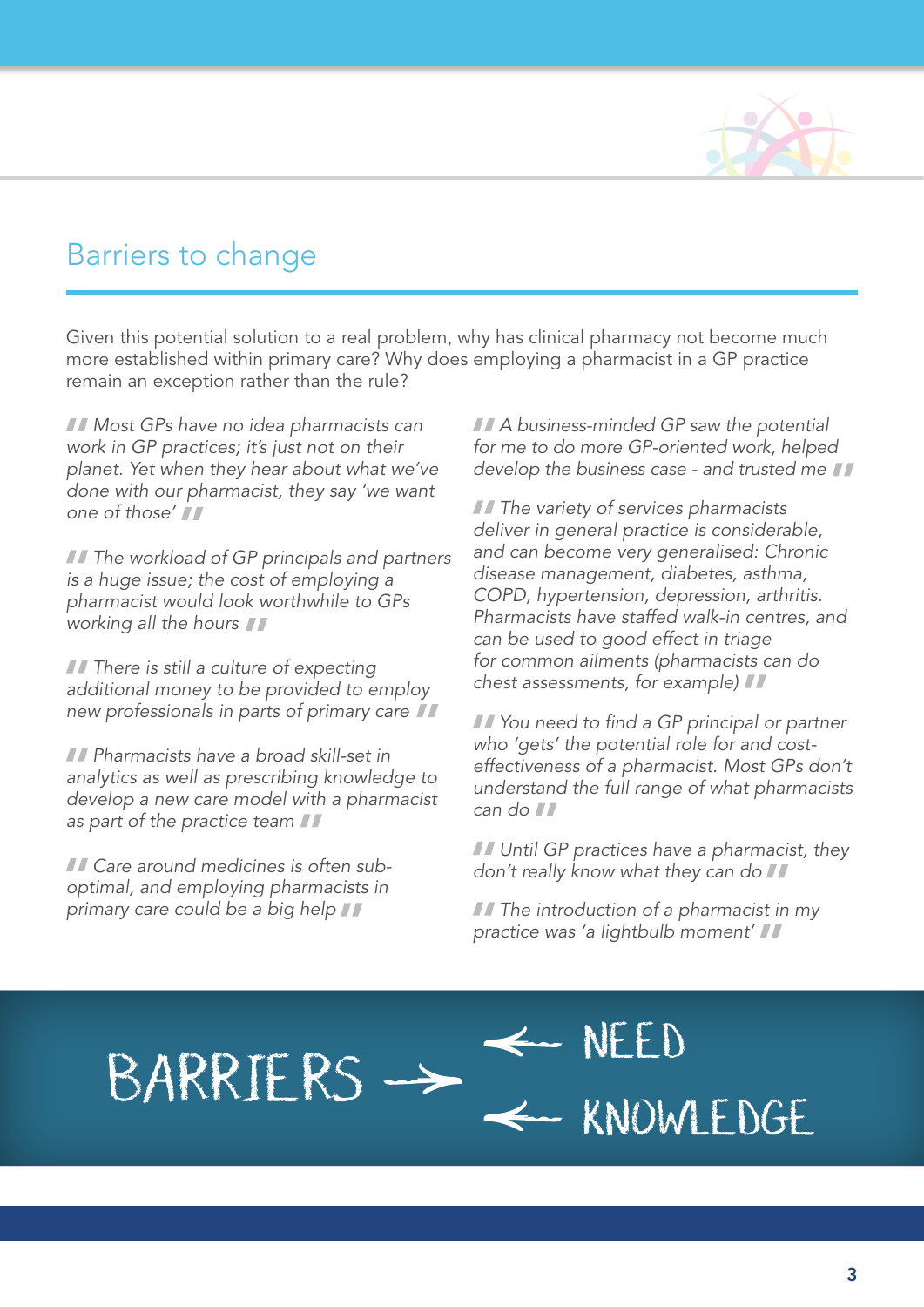## Barriers to change

Given this potential solution to a real problem, why has clinical pharmacy not become much more established within primary care? Why does employing a pharmacist in a GP practice remain an exception rather than the rule?

*Most GPs have no idea pharmacists can work in GP practices; it's just not on their planet. Yet when they hear about what we've done with our pharmacist, they say 'we want one of those'*

*The workload of GP principals and partners is a huge issue; the cost of employing a pharmacist would look worthwhile to GPs working all the hours*

*There is still a culture of expecting additional money to be provided to employ new professionals in parts of primary care*

*Pharmacists have a broad skill-set in analytics as well as prescribing knowledge to develop a new care model with a pharmacist as part of the practice team*

*Care around medicines is often sub-optimal, and employing pharmacists in primary care could be a big help*

*A business-minded GP saw the potential for me to do more GP-oriented work, helped develop the business case - and trusted me*

*The variety of services pharmacists deliver in general practice is considerable, and can become very generalised: Chronic disease management, diabetes, asthma, COPD, hypertension, depression, arthritis. Pharmacists have staffed walk-in centres, and can be used to good effect in triage for common ailments (pharmacists can do chest assessments, for example)*

*You need to find a GP principal or partner who 'gets' the potential role for and cost-effectiveness of a pharmacist. Most GPs don't understand the full range of what pharmacists can do*

*Until GP practices have a pharmacist, they don't really know what they can do*

*The introduction of a pharmacist in my practice was 'a lightbulb moment'*

BARRIERS → ← NEED ← KNOWLEDGE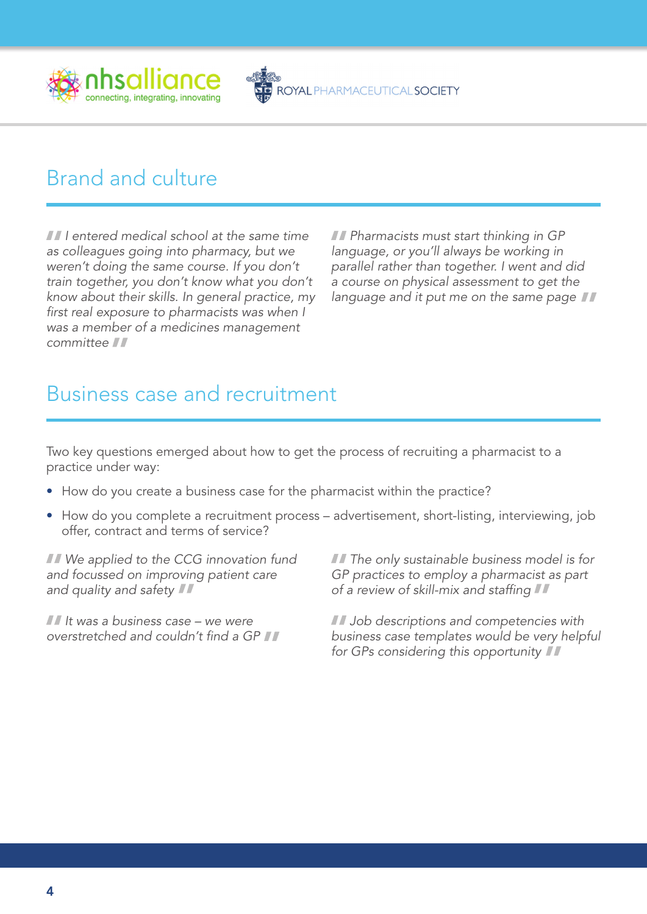## Brand and culture

*"I entered medical school at the same time as colleagues going into pharmacy, but we weren't doing the same course. If you don't train together, you don't know what you don't know about their skills. In general practice, my first real exposure to pharmacists was when I was a member of a medicines management committee"*

*"Pharmacists must start thinking in GP language, or you'll always be working in parallel rather than together. I went and did a course on physical assessment to get the language and it put me on the same page"*

## Business case and recruitment

Two key questions emerged about how to get the process of recruiting a pharmacist to a practice under way:

- How do you create a business case for the pharmacist within the practice?
- How do you complete a recruitment process – advertisement, short-listing, interviewing, job offer, contract and terms of service?

*"We applied to the CCG innovation fund and focussed on improving patient care and quality and safety"*

*"It was a business case – we were overstretched and couldn't find a GP"*

*"The only sustainable business model is for GP practices to employ a pharmacist as part of a review of skill-mix and staffing"*

*"Job descriptions and competencies with business case templates would be very helpful for GPs considering this opportunity"*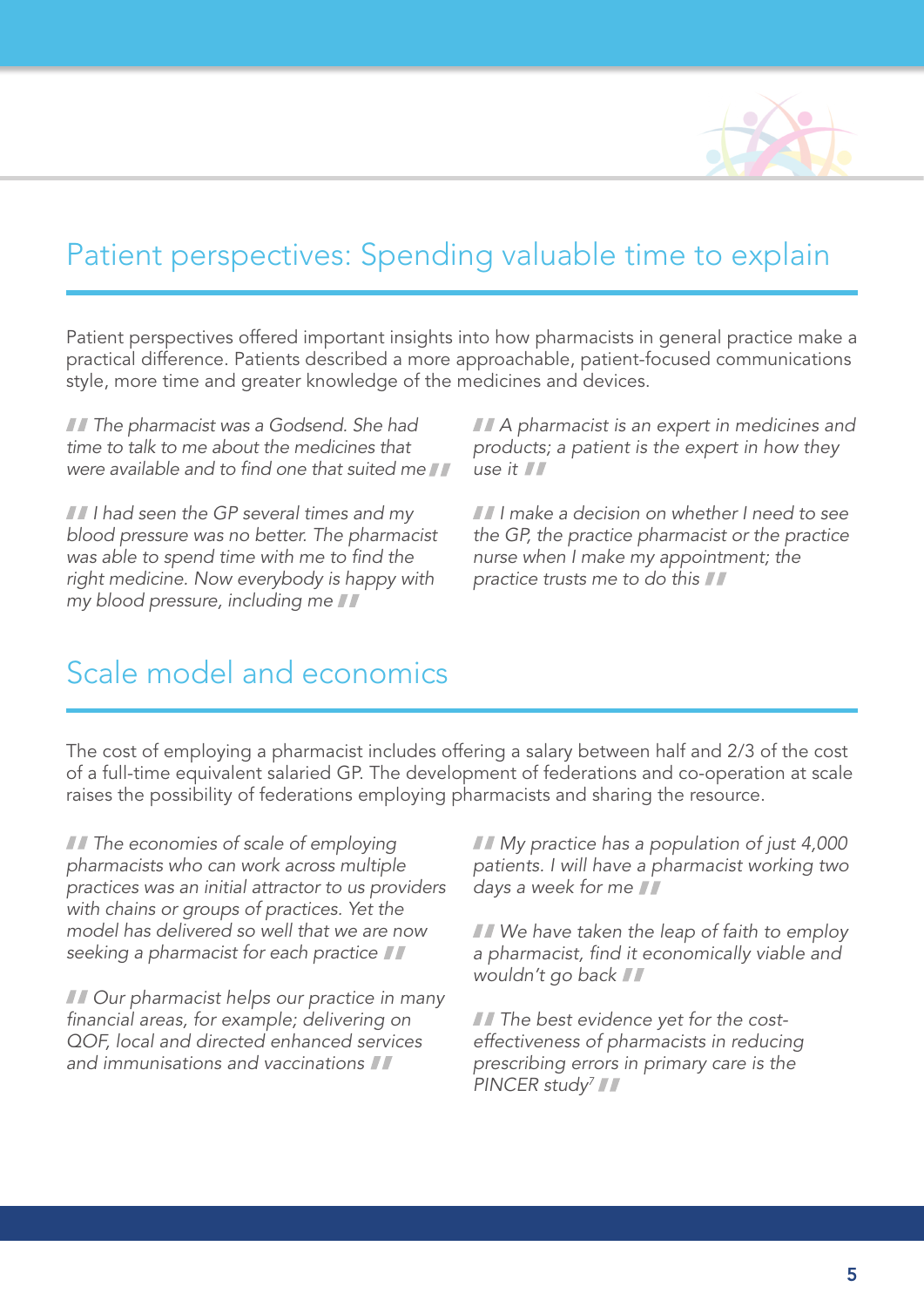## Patient perspectives: Spending valuable time to explain

Patient perspectives offered important insights into how pharmacists in general practice make a practical difference. Patients described a more approachable, patient-focused communications style, more time and greater knowledge of the medicines and devices.

> *The pharmacist was a Godsend. She had time to talk to me about the medicines that were available and to find one that suited me*

> *I had seen the GP several times and my blood pressure was no better. The pharmacist was able to spend time with me to find the right medicine. Now everybody is happy with my blood pressure, including me*

> *A pharmacist is an expert in medicines and products; a patient is the expert in how they use it*

> *I make a decision on whether I need to see the GP, the practice pharmacist or the practice nurse when I make my appointment; the practice trusts me to do this*

## Scale model and economics

The cost of employing a pharmacist includes offering a salary between half and 2/3 of the cost of a full-time equivalent salaried GP. The development of federations and co-operation at scale raises the possibility of federations employing pharmacists and sharing the resource.

> *The economies of scale of employing pharmacists who can work across multiple practices was an initial attractor to us providers with chains or groups of practices. Yet the model has delivered so well that we are now seeking a pharmacist for each practice*

> *Our pharmacist helps our practice in many financial areas, for example; delivering on QOF, local and directed enhanced services and immunisations and vaccinations*

> *My practice has a population of just 4,000 patients. I will have a pharmacist working two days a week for me*

> *We have taken the leap of faith to employ a pharmacist, find it economically viable and wouldn't go back*

> *The best evidence yet for the cost-effectiveness of pharmacists in reducing prescribing errors in primary care is the PINCER study[7]*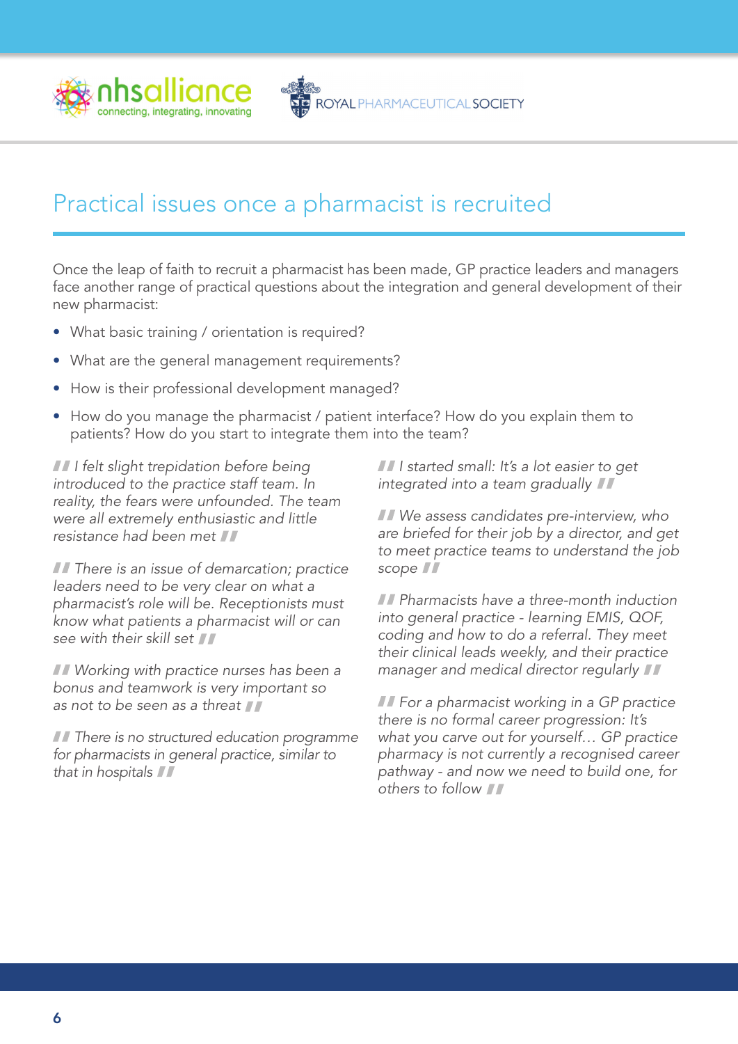## Practical issues once a pharmacist is recruited

Once the leap of faith to recruit a pharmacist has been made, GP practice leaders and managers face another range of practical questions about the integration and general development of their new pharmacist:

- What basic training / orientation is required?
- What are the general management requirements?
- How is their professional development managed?
- How do you manage the pharmacist / patient interface? How do you explain them to patients? How do you start to integrate them into the team?

*"I felt slight trepidation before being introduced to the practice staff team. In reality, the fears were unfounded. The team were all extremely enthusiastic and little resistance had been met"*

*"There is an issue of demarcation; practice leaders need to be very clear on what a pharmacist's role will be. Receptionists must know what patients a pharmacist will or can see with their skill set"*

*"Working with practice nurses has been a bonus and teamwork is very important so as not to be seen as a threat"*

*"There is no structured education programme for pharmacists in general practice, similar to that in hospitals"*

*"I started small: It's a lot easier to get integrated into a team gradually"*

*"We assess candidates pre-interview, who are briefed for their job by a director, and get to meet practice teams to understand the job scope"*

*"Pharmacists have a three-month induction into general practice - learning EMIS, QOF, coding and how to do a referral. They meet their clinical leads weekly, and their practice manager and medical director regularly"*

*"For a pharmacist working in a GP practice there is no formal career progression: It's what you carve out for yourself… GP practice pharmacy is not currently a recognised career pathway - and now we need to build one, for others to follow"*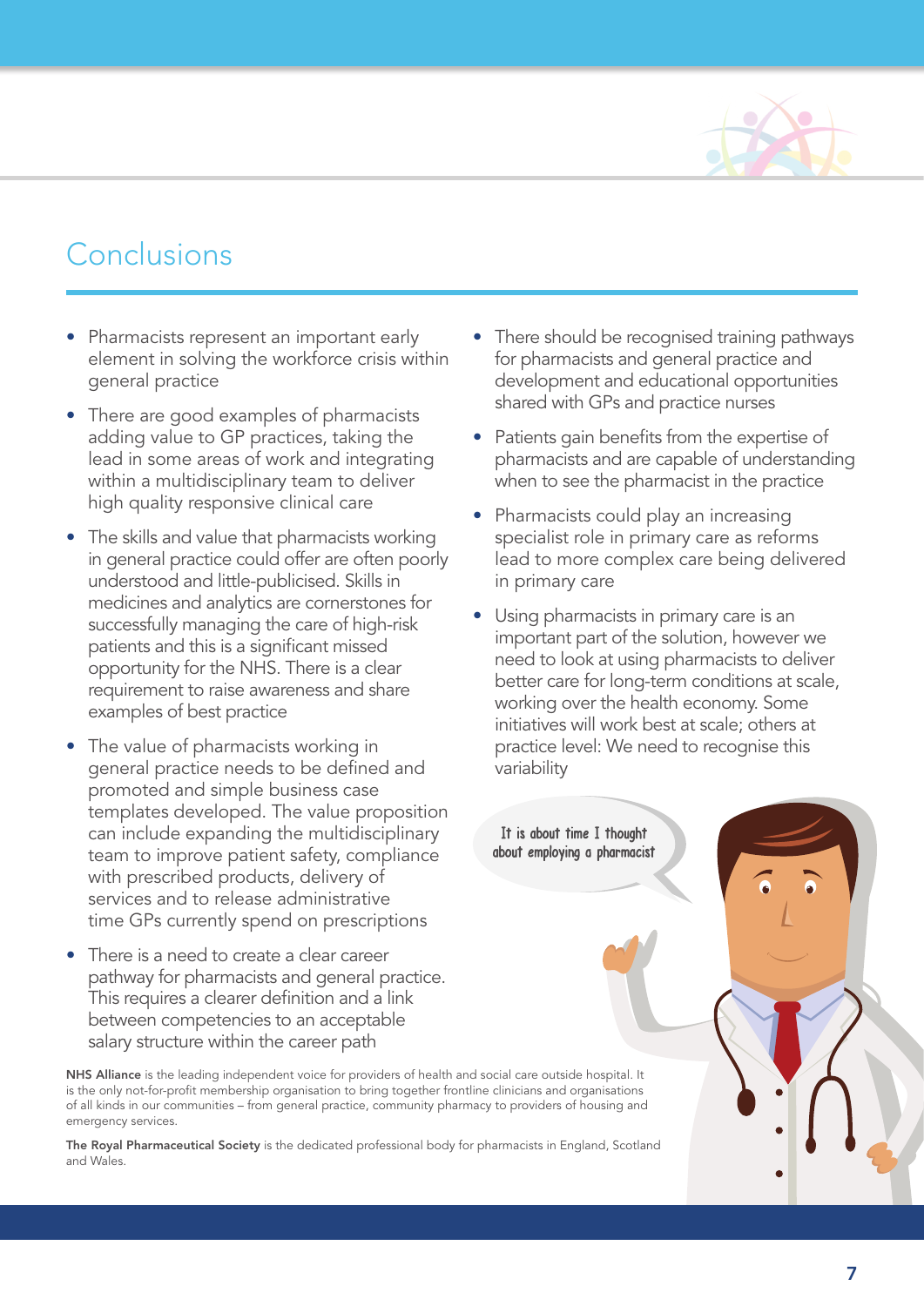# Conclusions

- Pharmacists represent an important early element in solving the workforce crisis within general practice
- There are good examples of pharmacists adding value to GP practices, taking the lead in some areas of work and integrating within a multidisciplinary team to deliver high quality responsive clinical care
- The skills and value that pharmacists working in general practice could offer are often poorly understood and little-publicised. Skills in medicines and analytics are cornerstones for successfully managing the care of high-risk patients and this is a significant missed opportunity for the NHS. There is a clear requirement to raise awareness and share examples of best practice
- The value of pharmacists working in general practice needs to be defined and promoted and simple business case templates developed. The value proposition can include expanding the multidisciplinary team to improve patient safety, compliance with prescribed products, delivery of services and to release administrative time GPs currently spend on prescriptions
- There is a need to create a clear career pathway for pharmacists and general practice. This requires a clearer definition and a link between competencies to an acceptable salary structure within the career path
- There should be recognised training pathways for pharmacists and general practice and development and educational opportunities shared with GPs and practice nurses
- Patients gain benefits from the expertise of pharmacists and are capable of understanding when to see the pharmacist in the practice
- Pharmacists could play an increasing specialist role in primary care as reforms lead to more complex care being delivered in primary care
- Using pharmacists in primary care is an important part of the solution, however we need to look at using pharmacists to deliver better care for long-term conditions at scale, working over the health economy. Some initiatives will work best at scale; others at practice level: We need to recognise this variability

It is about time I thought about employing a pharmacist

**NHS Alliance** is the leading independent voice for providers of health and social care outside hospital. It is the only not-for-profit membership organisation to bring together frontline clinicians and organisations of all kinds in our communities – from general practice, community pharmacy to providers of housing and emergency services.

**The Royal Pharmaceutical Society** is the dedicated professional body for pharmacists in England, Scotland and Wales.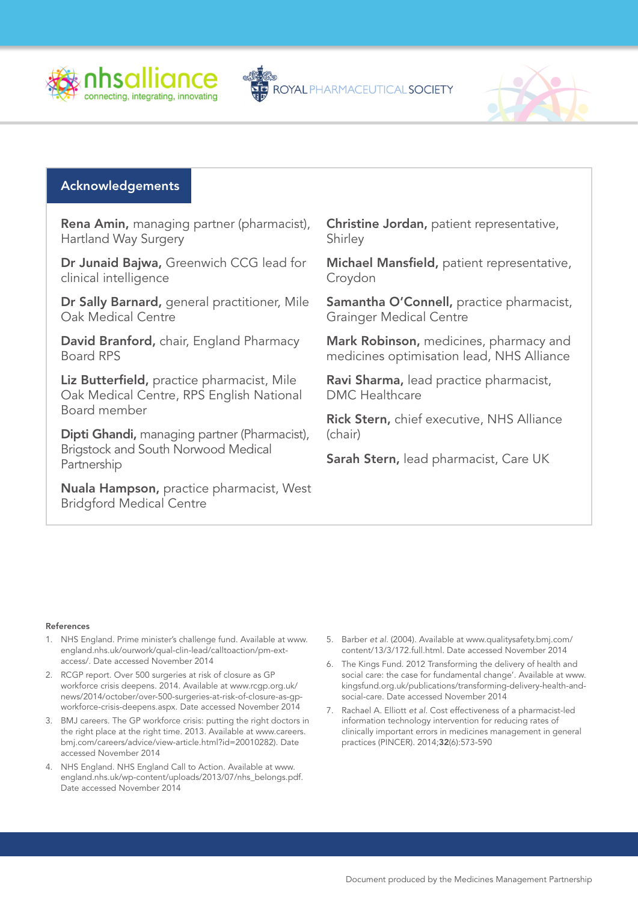## Acknowledgements

**Rena Amin,** managing partner (pharmacist), Hartland Way Surgery

**Dr Junaid Bajwa,** Greenwich CCG lead for clinical intelligence

**Dr Sally Barnard,** general practitioner, Mile Oak Medical Centre

**David Branford,** chair, England Pharmacy Board RPS

**Liz Butterfield,** practice pharmacist, Mile Oak Medical Centre, RPS English National Board member

**Dipti Ghandi,** managing partner (Pharmacist), Brigstock and South Norwood Medical Partnership

**Nuala Hampson,** practice pharmacist, West Bridgford Medical Centre

**Christine Jordan,** patient representative, Shirley

**Michael Mansfield,** patient representative, Croydon

**Samantha O'Connell,** practice pharmacist, Grainger Medical Centre

**Mark Robinson,** medicines, pharmacy and medicines optimisation lead, NHS Alliance

**Ravi Sharma,** lead practice pharmacist, DMC Healthcare

**Rick Stern,** chief executive, NHS Alliance (chair)

**Sarah Stern,** lead pharmacist, Care UK

### References

1. NHS England. Prime minister's challenge fund. Available at www.england.nhs.uk/ourwork/qual-clin-lead/calltoaction/pm-ext-access/. Date accessed November 2014
2. RCGP report. Over 500 surgeries at risk of closure as GP workforce crisis deepens. 2014. Available at www.rcgp.org.uk/news/2014/october/over-500-surgeries-at-risk-of-closure-as-gp-workforce-crisis-deepens.aspx. Date accessed November 2014
3. BMJ careers. The GP workforce crisis: putting the right doctors in the right place at the right time. 2013. Available at www.careers.bmj.com/careers/advice/view-article.html?id=20010282). Date accessed November 2014
4. NHS England. NHS England Call to Action. Available at www.england.nhs.uk/wp-content/uploads/2013/07/nhs_belongs.pdf. Date accessed November 2014
5. Barber *et al.* (2004). Available at www.qualitysafety.bmj.com/content/13/3/172.full.html. Date accessed November 2014
6. The Kings Fund. 2012 Transforming the delivery of health and social care: the case for fundamental change'. Available at www.kingsfund.org.uk/publications/transforming-delivery-health-and-social-care. Date accessed November 2014
7. Rachael A. Elliott *et al.* Cost effectiveness of a pharmacist-led information technology intervention for reducing rates of clinically important errors in medicines management in general practices (PINCER). 2014;**32**(6):573-590

Document produced by the Medicines Management Partnership